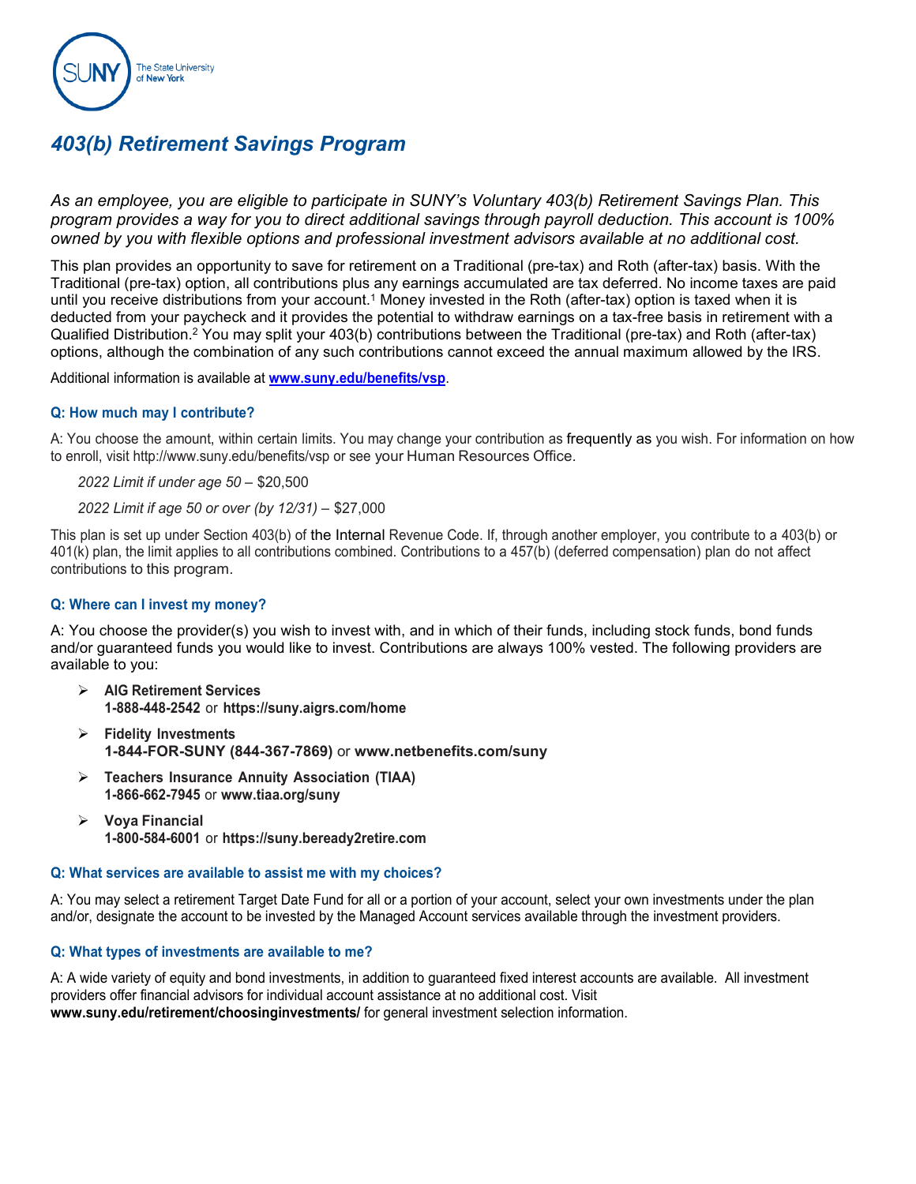# 403(b) Retirement Savings Program

*As an employee, you are eligible to participate in SUNY's Voluntary 403(b) Retirement Savings Plan. This program provides a way for you to direct additional savings through payroll deduction. This account is 100% owned by you with flexible options and professional investment advisors available at no additional cost.*

This plan provides an opportunity to save for retirement on a Traditional (pre-tax) and Roth (after-tax) basis. With the Traditional (pre-tax) option, all contributions plus any earnings accumulated are tax deferred. No income taxes are paid until you receive distributions from your account.[1] Money invested in the Roth (after-tax) option is taxed when it is deducted from your paycheck and it provides the potential to withdraw earnings on a tax-free basis in retirement with a Qualified Distribution.[2] You may split your 403(b) contributions between the Traditional (pre-tax) and Roth (after-tax) options, although the combination of any such contributions cannot exceed the annual maximum allowed by the IRS.

Additional information is available at **www.suny.edu/benefits/vsp**.

### Q: How much may I contribute?

A: You choose the amount, within certain limits. You may change your contribution as frequently as you wish. For information on how to enroll, visit http://www.suny.edu/benefits/vsp or see your Human Resources Office.

*2022 Limit if under age 50* – $20,500

*2022 Limit if age 50 or over (by 12/31)* – $27,000

This plan is set up under Section 403(b) of the Internal Revenue Code. If, through another employer, you contribute to a 403(b) or 401(k) plan, the limit applies to all contributions combined. Contributions to a 457(b) (deferred compensation) plan do not affect contributions to this program.

### Q: Where can I invest my money?

A: You choose the provider(s) you wish to invest with, and in which of their funds, including stock funds, bond funds and/or guaranteed funds you would like to invest. Contributions are always 100% vested. The following providers are available to you:

- **AIG Retirement Services**
  **1-888-448-2542** or **https://suny.aigrs.com/home**
- **Fidelity Investments**
  **1-844-FOR-SUNY (844-367-7869)** or **www.netbenefits.com/suny**
- **Teachers Insurance Annuity Association (TIAA)**
  **1-866-662-7945** or **www.tiaa.org/suny**
- **Voya Financial**
  **1-800-584-6001** or **https://suny.beready2retire.com**

### Q: What services are available to assist me with my choices?

A: You may select a retirement Target Date Fund for all or a portion of your account, select your own investments under the plan and/or, designate the account to be invested by the Managed Account services available through the investment providers.

### Q: What types of investments are available to me?

A: A wide variety of equity and bond investments, in addition to guaranteed fixed interest accounts are available. All investment providers offer financial advisors for individual account assistance at no additional cost. Visit **www.suny.edu/retirement/choosinginvestments/** for general investment selection information.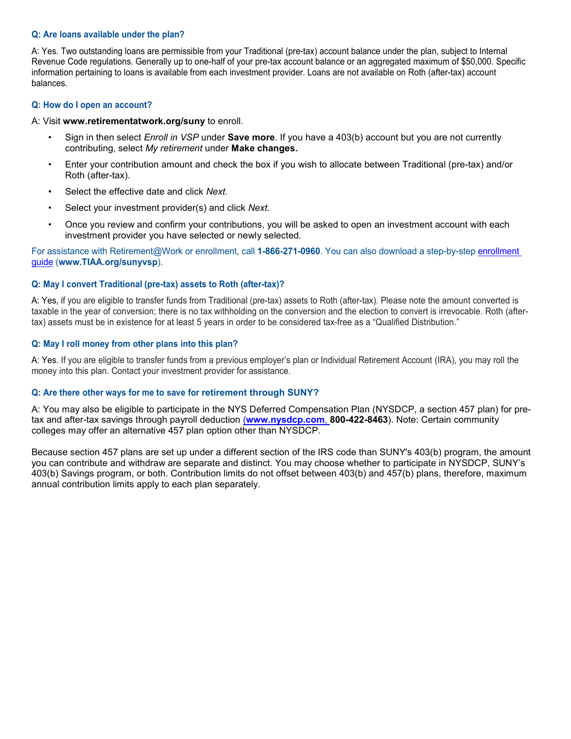**Q: Are loans available under the plan?**

A: Yes. Two outstanding loans are permissible from your Traditional (pre-tax) account balance under the plan, subject to Internal Revenue Code regulations. Generally up to one-half of your pre-tax account balance or an aggregated maximum of $50,000. Specific information pertaining to loans is available from each investment provider. Loans are not available on Roth (after-tax) account balances.

**Q: How do I open an account?**

A: Visit **www.retirementatwork.org/suny** to enroll.

- Sign in then select *Enroll in VSP* under **Save more**. If you have a 403(b) account but you are not currently contributing, select *My retirement* under **Make changes.**
- Enter your contribution amount and check the box if you wish to allocate between Traditional (pre-tax) and/or Roth (after-tax).
- Select the effective date and click *Next.*
- Select your investment provider(s) and click *Next.*
- Once you review and confirm your contributions, you will be asked to open an investment account with each investment provider you have selected or newly selected.

For assistance with Retirement@Work or enrollment, call **1-866-271-0960**. You can also download a step-by-step enrollment guide (**www.TIAA.org/sunyvsp**).

**Q: May I convert Traditional (pre-tax) assets to Roth (after-tax)?**

A: Yes, if you are eligible to transfer funds from Traditional (pre-tax) assets to Roth (after-tax). Please note the amount converted is taxable in the year of conversion; there is no tax withholding on the conversion and the election to convert is irrevocable. Roth (after-tax) assets must be in existence for at least 5 years in order to be considered tax-free as a "Qualified Distribution."

**Q: May I roll money from other plans into this plan?**

A: Yes. If you are eligible to transfer funds from a previous employer's plan or Individual Retirement Account (IRA), you may roll the money into this plan. Contact your investment provider for assistance.

**Q: Are there other ways for me to save for retirement through SUNY?**

A: You may also be eligible to participate in the NYS Deferred Compensation Plan (NYSDCP, a section 457 plan) for pre-tax and after-tax savings through payroll deduction (**www.nysdcp.com**, **800-422-8463**). Note: Certain community colleges may offer an alternative 457 plan option other than NYSDCP.

Because section 457 plans are set up under a different section of the IRS code than SUNY's 403(b) program, the amount you can contribute and withdraw are separate and distinct. You may choose whether to participate in NYSDCP, SUNY's 403(b) Savings program, or both. Contribution limits do not offset between 403(b) and 457(b) plans, therefore, maximum annual contribution limits apply to each plan separately.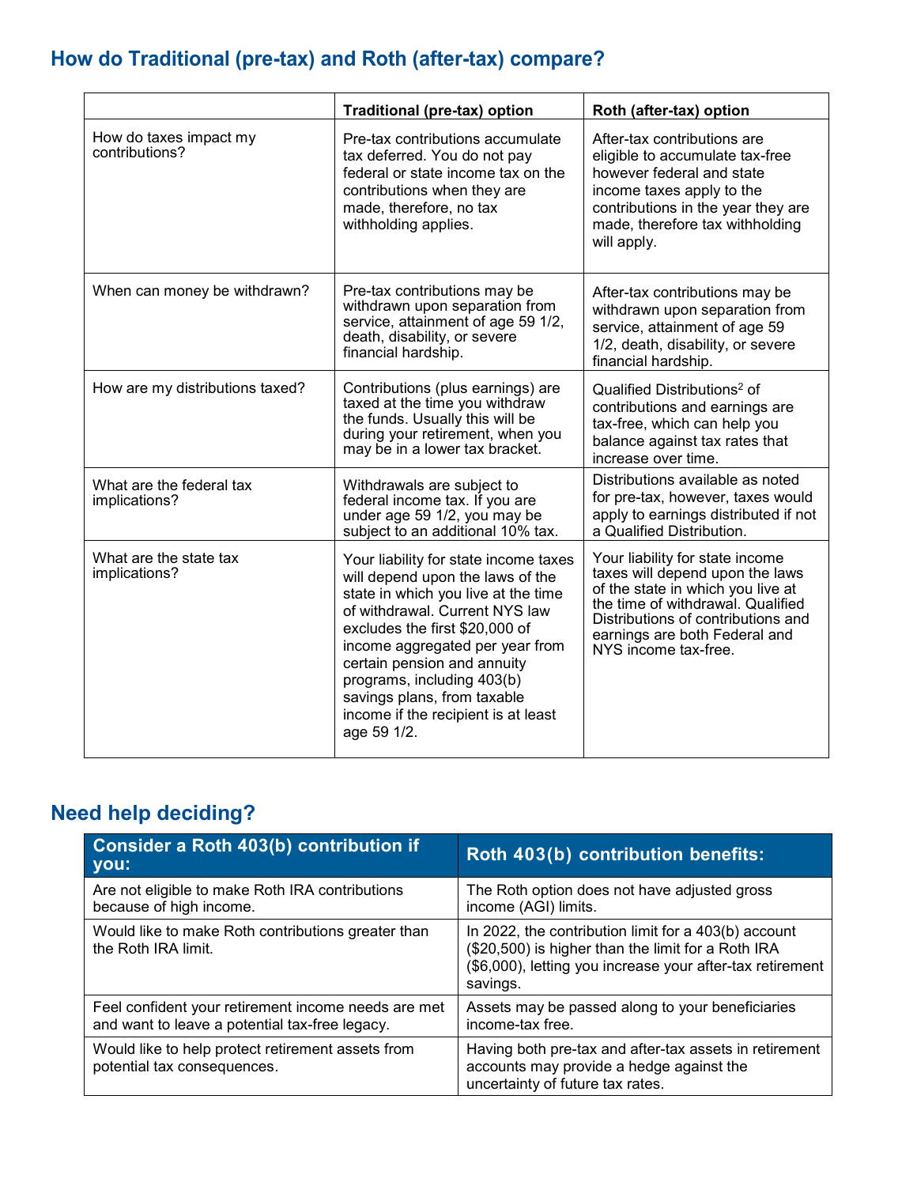## How do Traditional (pre-tax) and Roth (after-tax) compare?

| | Traditional (pre-tax) option | Roth (after-tax) option |
|---|---|---|
| How do taxes impact my contributions? | Pre-tax contributions accumulate tax deferred. You do not pay federal or state income tax on the contributions when they are made, therefore, no tax withholding applies. | After-tax contributions are eligible to accumulate tax-free however federal and state income taxes apply to the contributions in the year they are made, therefore tax withholding will apply. |
| When can money be withdrawn? | Pre-tax contributions may be withdrawn upon separation from service, attainment of age 59 1/2, death, disability, or severe financial hardship. | After-tax contributions may be withdrawn upon separation from service, attainment of age 59 1/2, death, disability, or severe financial hardship. |
| How are my distributions taxed? | Contributions (plus earnings) are taxed at the time you withdraw the funds. Usually this will be during your retirement, when you may be in a lower tax bracket. | Qualified Distributions[2] of contributions and earnings are tax-free, which can help you balance against tax rates that increase over time. |
| What are the federal tax implications? | Withdrawals are subject to federal income tax. If you are under age 59 1/2, you may be subject to an additional 10% tax. | Distributions available as noted for pre-tax, however, taxes would apply to earnings distributed if not a Qualified Distribution. |
| What are the state tax implications? | Your liability for state income taxes will depend upon the laws of the state in which you live at the time of withdrawal. Current NYS law excludes the first $20,000 of income aggregated per year from certain pension and annuity programs, including 403(b) savings plans, from taxable income if the recipient is at least age 59 1/2. | Your liability for state income taxes will depend upon the laws of the state in which you live at the time of withdrawal. Qualified Distributions of contributions and earnings are both Federal and NYS income tax-free. |

## Need help deciding?

| Consider a Roth 403(b) contribution if you: | Roth 403(b) contribution benefits: |
|---|---|
| Are not eligible to make Roth IRA contributions because of high income. | The Roth option does not have adjusted gross income (AGI) limits. |
| Would like to make Roth contributions greater than the Roth IRA limit. | In 2022, the contribution limit for a 403(b) account ($20,500) is higher than the limit for a Roth IRA ($6,000), letting you increase your after-tax retirement savings. |
| Feel confident your retirement income needs are met and want to leave a potential tax-free legacy. | Assets may be passed along to your beneficiaries income-tax free. |
| Would like to help protect retirement assets from potential tax consequences. | Having both pre-tax and after-tax assets in retirement accounts may provide a hedge against the uncertainty of future tax rates. |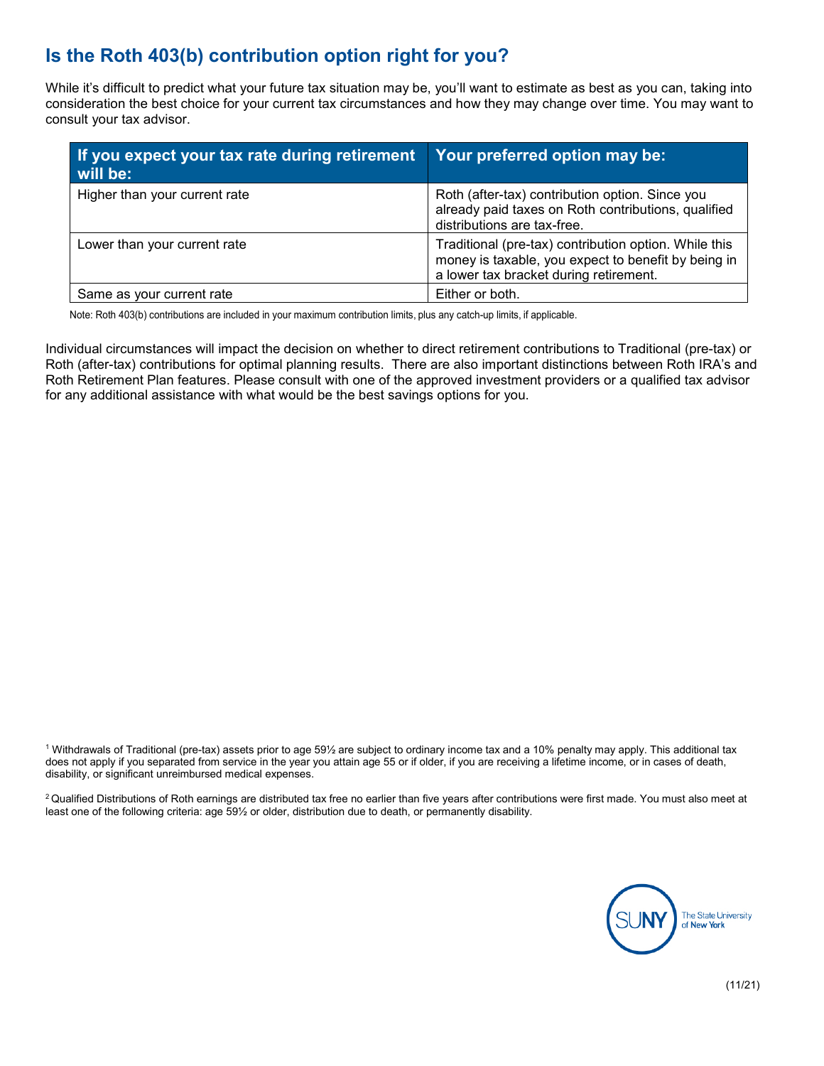## Is the Roth 403(b) contribution option right for you?

While it's difficult to predict what your future tax situation may be, you'll want to estimate as best as you can, taking into consideration the best choice for your current tax circumstances and how they may change over time. You may want to consult your tax advisor.

| If you expect your tax rate during retirement will be: | Your preferred option may be: |
|---|---|
| Higher than your current rate | Roth (after-tax) contribution option. Since you already paid taxes on Roth contributions, qualified distributions are tax-free. |
| Lower than your current rate | Traditional (pre-tax) contribution option. While this money is taxable, you expect to benefit by being in a lower tax bracket during retirement. |
| Same as your current rate | Either or both. |

Note: Roth 403(b) contributions are included in your maximum contribution limits, plus any catch-up limits, if applicable.

Individual circumstances will impact the decision on whether to direct retirement contributions to Traditional (pre-tax) or Roth (after-tax) contributions for optimal planning results. There are also important distinctions between Roth IRA's and Roth Retirement Plan features. Please consult with one of the approved investment providers or a qualified tax advisor for any additional assistance with what would be the best savings options for you.

[1] Withdrawals of Traditional (pre-tax) assets prior to age 59½ are subject to ordinary income tax and a 10% penalty may apply. This additional tax does not apply if you separated from service in the year you attain age 55 or if older, if you are receiving a lifetime income, or in cases of death, disability, or significant unreimbursed medical expenses.

[2] Qualified Distributions of Roth earnings are distributed tax free no earlier than five years after contributions were first made. You must also meet at least one of the following criteria: age 59½ or older, distribution due to death, or permanently disability.

SUNY The State University of New York

(11/21)